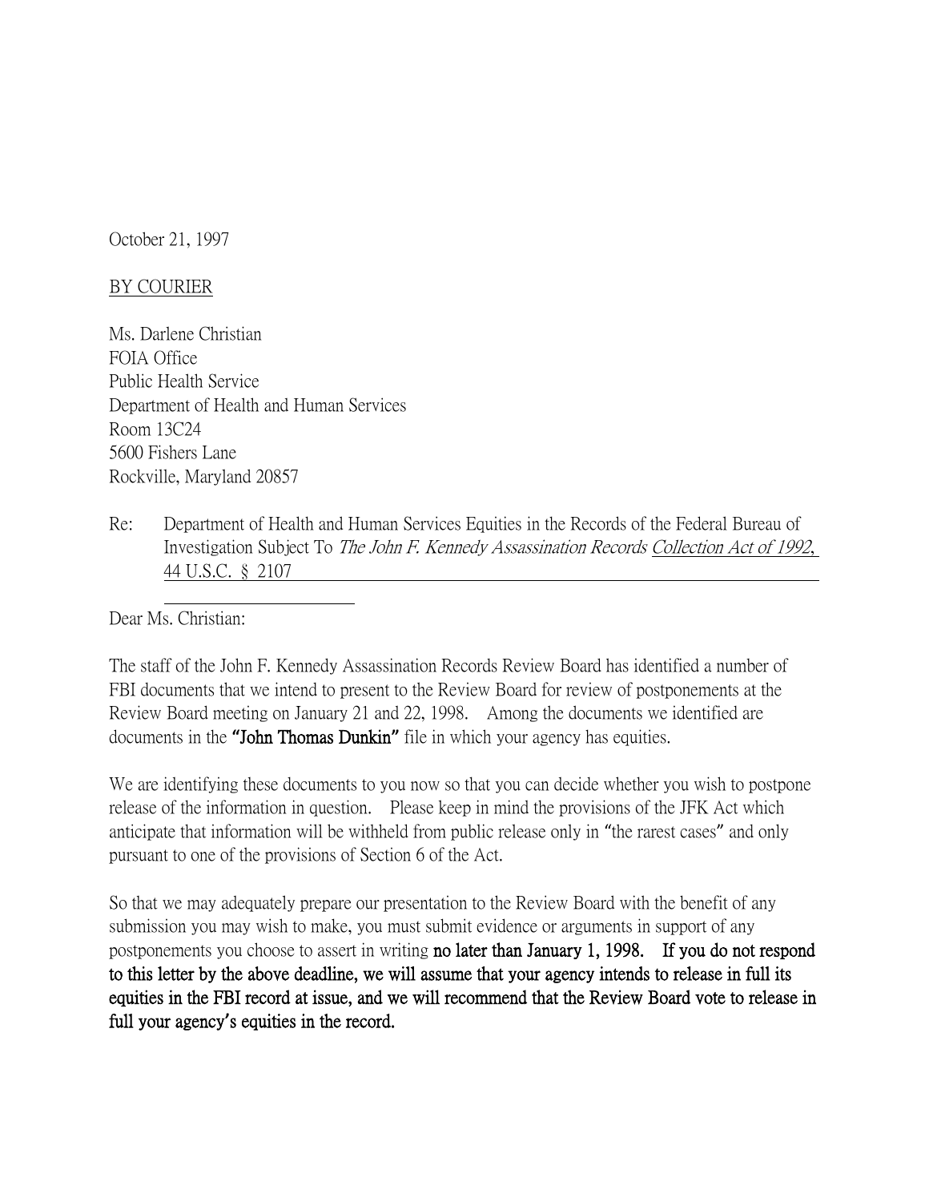October 21, 1997

BY COURIER

Ms. Darlene Christian
FOIA Office
Public Health Service
Department of Health and Human Services
Room 13C24
5600 Fishers Lane
Rockville, Maryland 20857

Re: Department of Health and Human Services Equities in the Records of the Federal Bureau of Investigation Subject To *The John F. Kennedy Assassination Records Collection Act of 1992*, 44 U.S.C. § 2107

Dear Ms. Christian:

The staff of the John F. Kennedy Assassination Records Review Board has identified a number of FBI documents that we intend to present to the Review Board for review of postponements at the Review Board meeting on January 21 and 22, 1998. Among the documents we identified are documents in the **"John Thomas Dunkin"** file in which your agency has equities.

We are identifying these documents to you now so that you can decide whether you wish to postpone release of the information in question. Please keep in mind the provisions of the JFK Act which anticipate that information will be withheld from public release only in "the rarest cases" and only pursuant to one of the provisions of Section 6 of the Act.

So that we may adequately prepare our presentation to the Review Board with the benefit of any submission you may wish to make, you must submit evidence or arguments in support of any postponements you choose to assert in writing **no later than January 1, 1998. If you do not respond to this letter by the above deadline, we will assume that your agency intends to release in full its equities in the FBI record at issue, and we will recommend that the Review Board vote to release in full your agency's equities in the record.**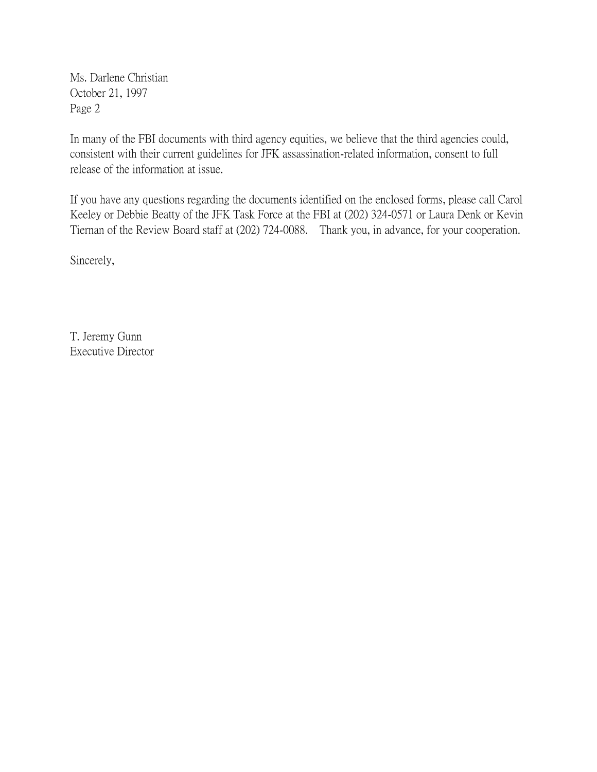Ms. Darlene Christian
October 21, 1997
Page 2

In many of the FBI documents with third agency equities, we believe that the third agencies could, consistent with their current guidelines for JFK assassination-related information, consent to full release of the information at issue.

If you have any questions regarding the documents identified on the enclosed forms, please call Carol Keeley or Debbie Beatty of the JFK Task Force at the FBI at (202) 324-0571 or Laura Denk or Kevin Tiernan of the Review Board staff at (202) 724-0088. Thank you, in advance, for your cooperation.

Sincerely,

T. Jeremy Gunn
Executive Director